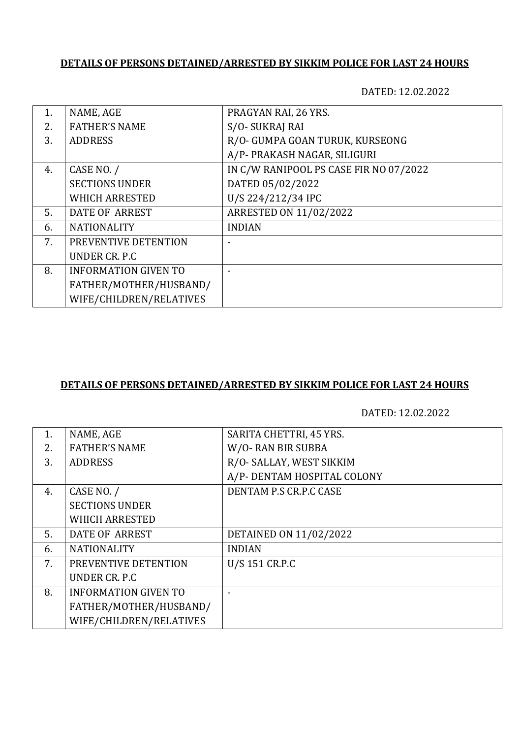**DETAILS OF PERSONS DETAINED/ARRESTED BY SIKKIM POLICE FOR LAST 24 HOURS**

DATED: 12.02.2022

| | | |
|---|---|---|
| 1. | NAME, AGE | PRAGYAN RAI, 26 YRS. |
| 2. | FATHER'S NAME | S/O- SUKRAJ RAI |
| 3. | ADDRESS | R/O- GUMPA GOAN TURUK, KURSEONG<br>A/P- PRAKASH NAGAR, SILIGURI |
| 4. | CASE NO. /<br>SECTIONS UNDER<br>WHICH ARRESTED | IN C/W RANIPOOL PS CASE FIR NO 07/2022<br>DATED 05/02/2022<br>U/S 224/212/34 IPC |
| 5. | DATE OF ARREST | ARRESTED ON 11/02/2022 |
| 6. | NATIONALITY | INDIAN |
| 7. | PREVENTIVE DETENTION<br>UNDER CR. P.C | - |
| 8. | INFORMATION GIVEN TO<br>FATHER/MOTHER/HUSBAND/<br>WIFE/CHILDREN/RELATIVES | - |

**DETAILS OF PERSONS DETAINED/ARRESTED BY SIKKIM POLICE FOR LAST 24 HOURS**

DATED: 12.02.2022

| | | |
|---|---|---|
| 1. | NAME, AGE | SARITA CHETTRI, 45 YRS. |
| 2. | FATHER'S NAME | W/O- RAN BIR SUBBA |
| 3. | ADDRESS | R/O- SALLAY, WEST SIKKIM<br>A/P- DENTAM HOSPITAL COLONY |
| 4. | CASE NO. /<br>SECTIONS UNDER<br>WHICH ARRESTED | DENTAM P.S CR.P.C CASE |
| 5. | DATE OF ARREST | DETAINED ON 11/02/2022 |
| 6. | NATIONALITY | INDIAN |
| 7. | PREVENTIVE DETENTION<br>UNDER CR. P.C | U/S 151 CR.P.C |
| 8. | INFORMATION GIVEN TO<br>FATHER/MOTHER/HUSBAND/<br>WIFE/CHILDREN/RELATIVES | - |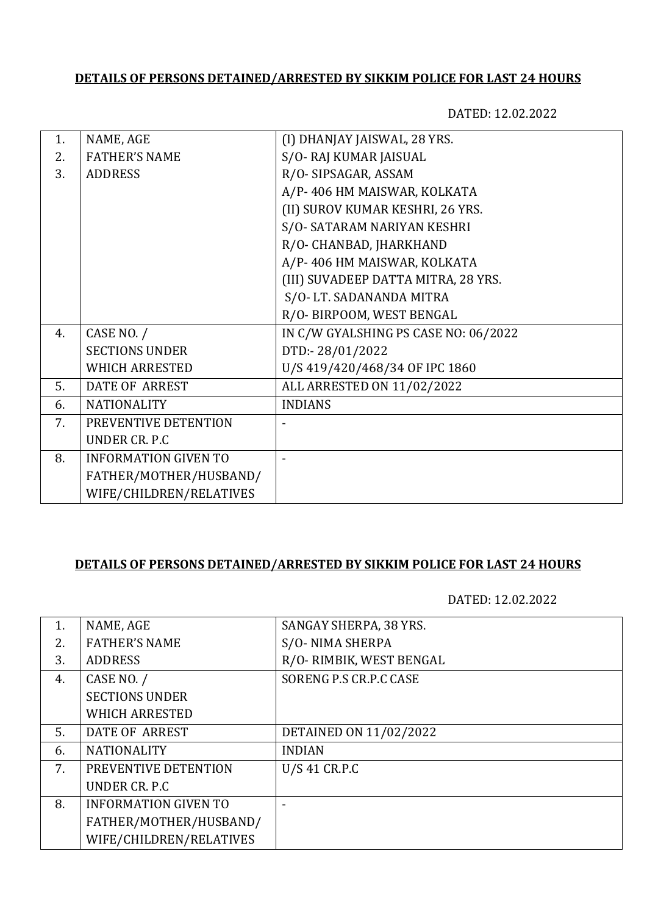**DETAILS OF PERSONS DETAINED/ARRESTED BY SIKKIM POLICE FOR LAST 24 HOURS**

DATED: 12.02.2022

| | | |
|---|---|---|
| 1.<br>2.<br>3. | NAME, AGE<br>FATHER'S NAME<br>ADDRESS | (I) DHANJAY JAISWAL, 28 YRS.<br>S/O- RAJ KUMAR JAISUAL<br>R/O- SIPSAGAR, ASSAM<br>A/P- 406 HM MAISWAR, KOLKATA<br>(II) SUROV KUMAR KESHRI, 26 YRS.<br>S/O- SATARAM NARIYAN KESHRI<br>R/O- CHANBAD, JHARKHAND<br>A/P- 406 HM MAISWAR, KOLKATA<br>(III) SUVADEEP DATTA MITRA, 28 YRS.<br>S/O- LT. SADANANDA MITRA<br>R/O- BIRPOOM, WEST BENGAL |
| 4. | CASE NO. /<br>SECTIONS UNDER<br>WHICH ARRESTED | IN C/W GYALSHING PS CASE NO: 06/2022<br>DTD:- 28/01/2022<br>U/S 419/420/468/34 OF IPC 1860 |
| 5. | DATE OF ARREST | ALL ARRESTED ON 11/02/2022 |
| 6. | NATIONALITY | INDIANS |
| 7. | PREVENTIVE DETENTION<br>UNDER CR. P.C | - |
| 8. | INFORMATION GIVEN TO<br>FATHER/MOTHER/HUSBAND/<br>WIFE/CHILDREN/RELATIVES | - |

**DETAILS OF PERSONS DETAINED/ARRESTED BY SIKKIM POLICE FOR LAST 24 HOURS**

DATED: 12.02.2022

| | | |
|---|---|---|
| 1.<br>2.<br>3. | NAME, AGE<br>FATHER'S NAME<br>ADDRESS | SANGAY SHERPA, 38 YRS.<br>S/O- NIMA SHERPA<br>R/O- RIMBIK, WEST BENGAL |
| 4. | CASE NO. /<br>SECTIONS UNDER<br>WHICH ARRESTED | SORENG P.S CR.P.C CASE |
| 5. | DATE OF ARREST | DETAINED ON 11/02/2022 |
| 6. | NATIONALITY | INDIAN |
| 7. | PREVENTIVE DETENTION<br>UNDER CR. P.C | U/S 41 CR.P.C |
| 8. | INFORMATION GIVEN TO<br>FATHER/MOTHER/HUSBAND/<br>WIFE/CHILDREN/RELATIVES | - |